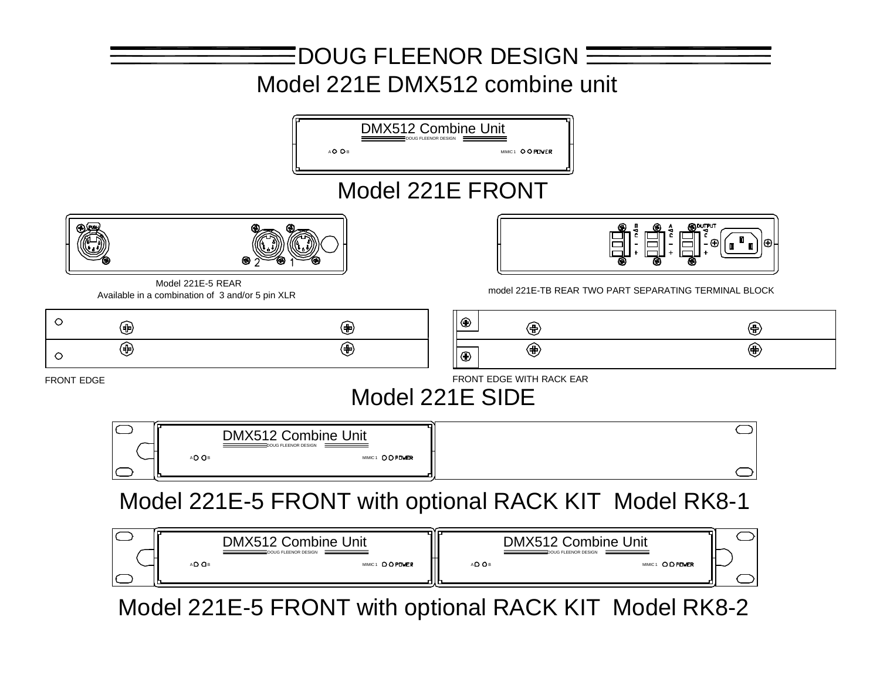# DOUG FLEENOR DESIGN

## Model 221E DMX512 combine unit

DMX512 Combine Unit
DOUG FLEENOR DESIGN
A B MIMIC 1 POWER

## Model 221E FRONT

PUSH
2 1

Model 221E-5 REAR
Available in a combination of 3 and/or 5 pin XLR

B A OUTPUT

model 221E-TB REAR TWO PART SEPARATING TERMINAL BLOCK

FRONT EDGE

FRONT EDGE WITH RACK EAR

## Model 221E SIDE

DMX512 Combine Unit
DOUG FLEENOR DESIGN
A B MIMIC 1 POWER

## Model 221E-5 FRONT with optional RACK KIT Model RK8-1

DMX512 Combine Unit
DOUG FLEENOR DESIGN
A B MIMIC 1 POWER

DMX512 Combine Unit
DOUG FLEENOR DESIGN
A B MIMIC 1 POWER

## Model 221E-5 FRONT with optional RACK KIT Model RK8-2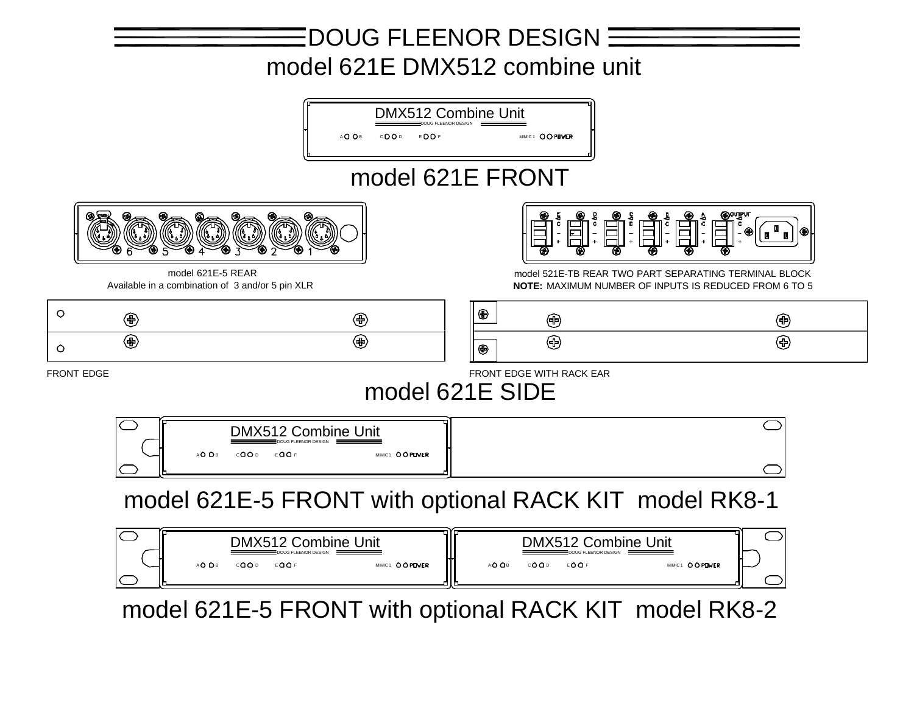# DOUG FLEENOR DESIGN

## model 621E DMX512 combine unit

DMX512 Combine Unit

DOUG FLEENOR DESIGN

A B C D E F MIMIC 1 POWER

## model 621E FRONT

6 5 4 3 2 1

model 621E-5 REAR
Available in a combination of 3 and/or 5 pin XLR

5 4 3 2 1 OUTPUT

model 521E-TB REAR TWO PART SEPARATING TERMINAL BLOCK
**NOTE:** MAXIMUM NUMBER OF INPUTS IS REDUCED FROM 6 TO 5

FRONT EDGE

FRONT EDGE WITH RACK EAR

## model 621E SIDE

DMX512 Combine Unit

DOUG FLEENOR DESIGN

A B C D E F MIMIC 1 POWER

## model 621E-5 FRONT with optional RACK KIT model RK8-1

DMX512 Combine Unit

DOUG FLEENOR DESIGN

A B C D E F MIMIC 1 POWER

DMX512 Combine Unit

DOUG FLEENOR DESIGN

A B C D E F MIMIC 1 POWER

## model 621E-5 FRONT with optional RACK KIT model RK8-2